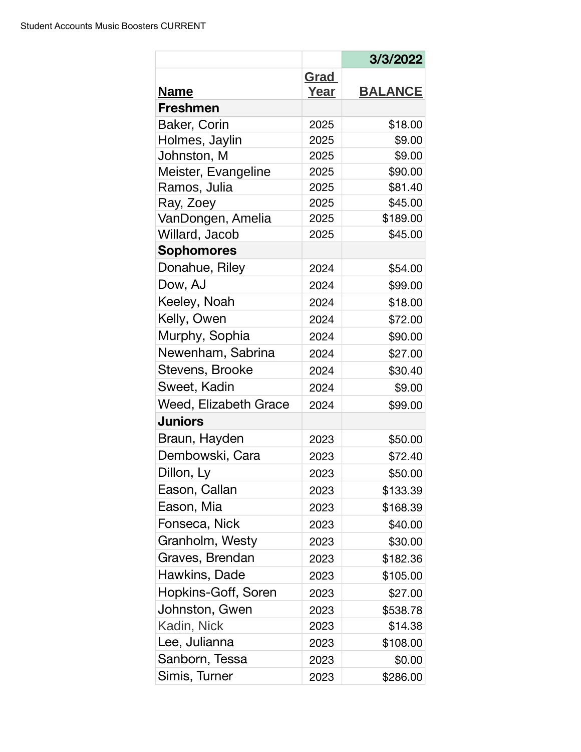Student Accounts Music Boosters CURRENT

| | | 3/3/2022 |
|---|---|---|
| **Name** | **Grad Year** | **BALANCE** |
| **Freshmen** | | |
| Baker, Corin | 2025 | $18.00 |
| Holmes, Jaylin | 2025 | $9.00 |
| Johnston, M | 2025 | $9.00 |
| Meister, Evangeline | 2025 | $90.00 |
| Ramos, Julia | 2025 | $81.40 |
| Ray, Zoey | 2025 | $45.00 |
| VanDongen, Amelia | 2025 | $189.00 |
| Willard, Jacob | 2025 | $45.00 |
| **Sophomores** | | |
| Donahue, Riley | 2024 | $54.00 |
| Dow, AJ | 2024 | $99.00 |
| Keeley, Noah | 2024 | $18.00 |
| Kelly, Owen | 2024 | $72.00 |
| Murphy, Sophia | 2024 | $90.00 |
| Newenham, Sabrina | 2024 | $27.00 |
| Stevens, Brooke | 2024 | $30.40 |
| Sweet, Kadin | 2024 | $9.00 |
| Weed, Elizabeth Grace | 2024 | $99.00 |
| **Juniors** | | |
| Braun, Hayden | 2023 | $50.00 |
| Dembowski, Cara | 2023 | $72.40 |
| Dillon, Ly | 2023 | $50.00 |
| Eason, Callan | 2023 | $133.39 |
| Eason, Mia | 2023 | $168.39 |
| Fonseca, Nick | 2023 | $40.00 |
| Granholm, Westy | 2023 | $30.00 |
| Graves, Brendan | 2023 | $182.36 |
| Hawkins, Dade | 2023 | $105.00 |
| Hopkins-Goff, Soren | 2023 | $27.00 |
| Johnston, Gwen | 2023 | $538.78 |
| Kadin, Nick | 2023 | $14.38 |
| Lee, Julianna | 2023 | $108.00 |
| Sanborn, Tessa | 2023 | $0.00 |
| Simis, Turner | 2023 | $286.00 |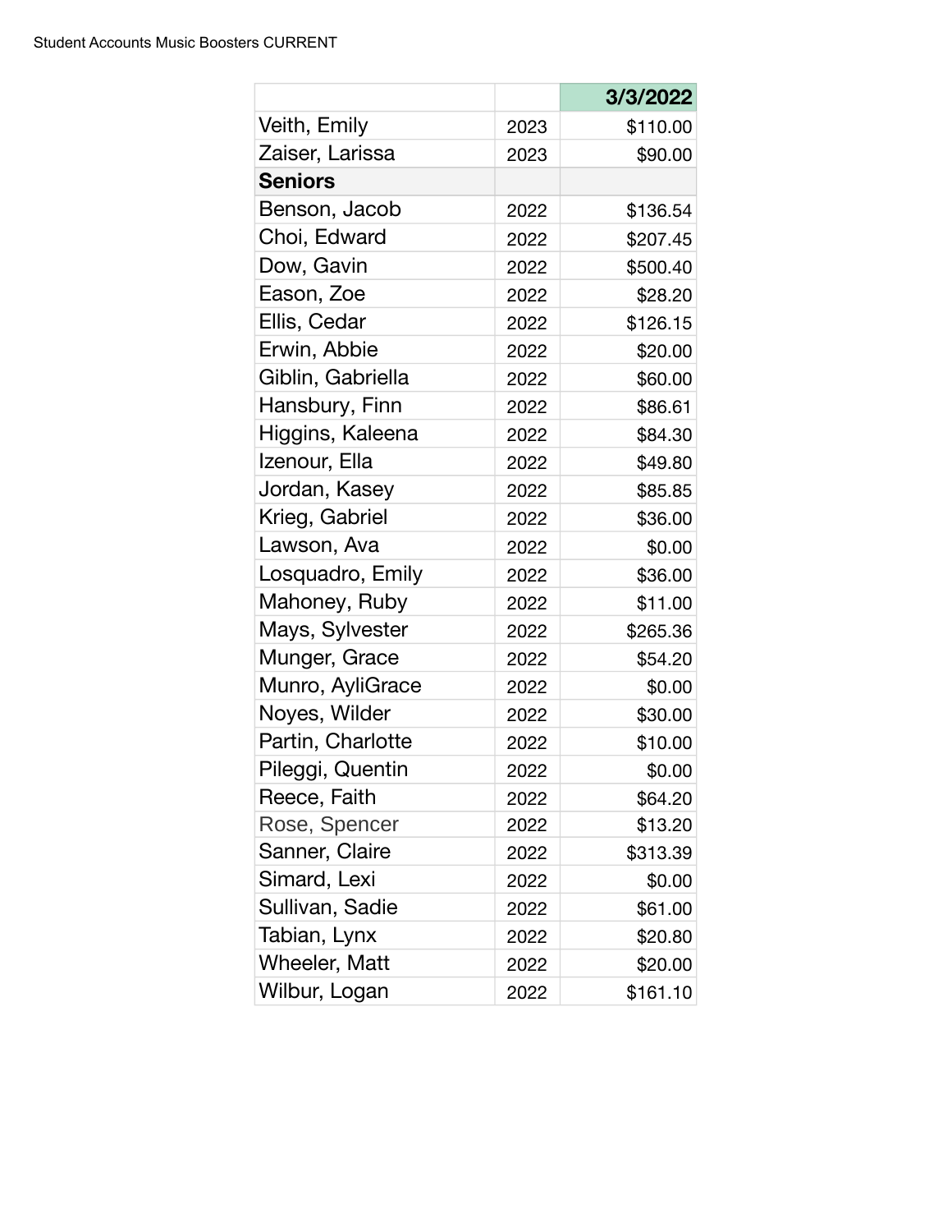| | | 3/3/2022 |
|---|---|---|
| Veith, Emily | 2023 | $110.00 |
| Zaiser, Larissa | 2023 | $90.00 |
| **Seniors** | | |
| Benson, Jacob | 2022 | $136.54 |
| Choi, Edward | 2022 | $207.45 |
| Dow, Gavin | 2022 | $500.40 |
| Eason, Zoe | 2022 | $28.20 |
| Ellis, Cedar | 2022 | $126.15 |
| Erwin, Abbie | 2022 | $20.00 |
| Giblin, Gabriella | 2022 | $60.00 |
| Hansbury, Finn | 2022 | $86.61 |
| Higgins, Kaleena | 2022 | $84.30 |
| Izenour, Ella | 2022 | $49.80 |
| Jordan, Kasey | 2022 | $85.85 |
| Krieg, Gabriel | 2022 | $36.00 |
| Lawson, Ava | 2022 | $0.00 |
| Losquadro, Emily | 2022 | $36.00 |
| Mahoney, Ruby | 2022 | $11.00 |
| Mays, Sylvester | 2022 | $265.36 |
| Munger, Grace | 2022 | $54.20 |
| Munro, AyliGrace | 2022 | $0.00 |
| Noyes, Wilder | 2022 | $30.00 |
| Partin, Charlotte | 2022 | $10.00 |
| Pileggi, Quentin | 2022 | $0.00 |
| Reece, Faith | 2022 | $64.20 |
| Rose, Spencer | 2022 | $13.20 |
| Sanner, Claire | 2022 | $313.39 |
| Simard, Lexi | 2022 | $0.00 |
| Sullivan, Sadie | 2022 | $61.00 |
| Tabian, Lynx | 2022 | $20.80 |
| Wheeler, Matt | 2022 | $20.00 |
| Wilbur, Logan | 2022 | $161.10 |